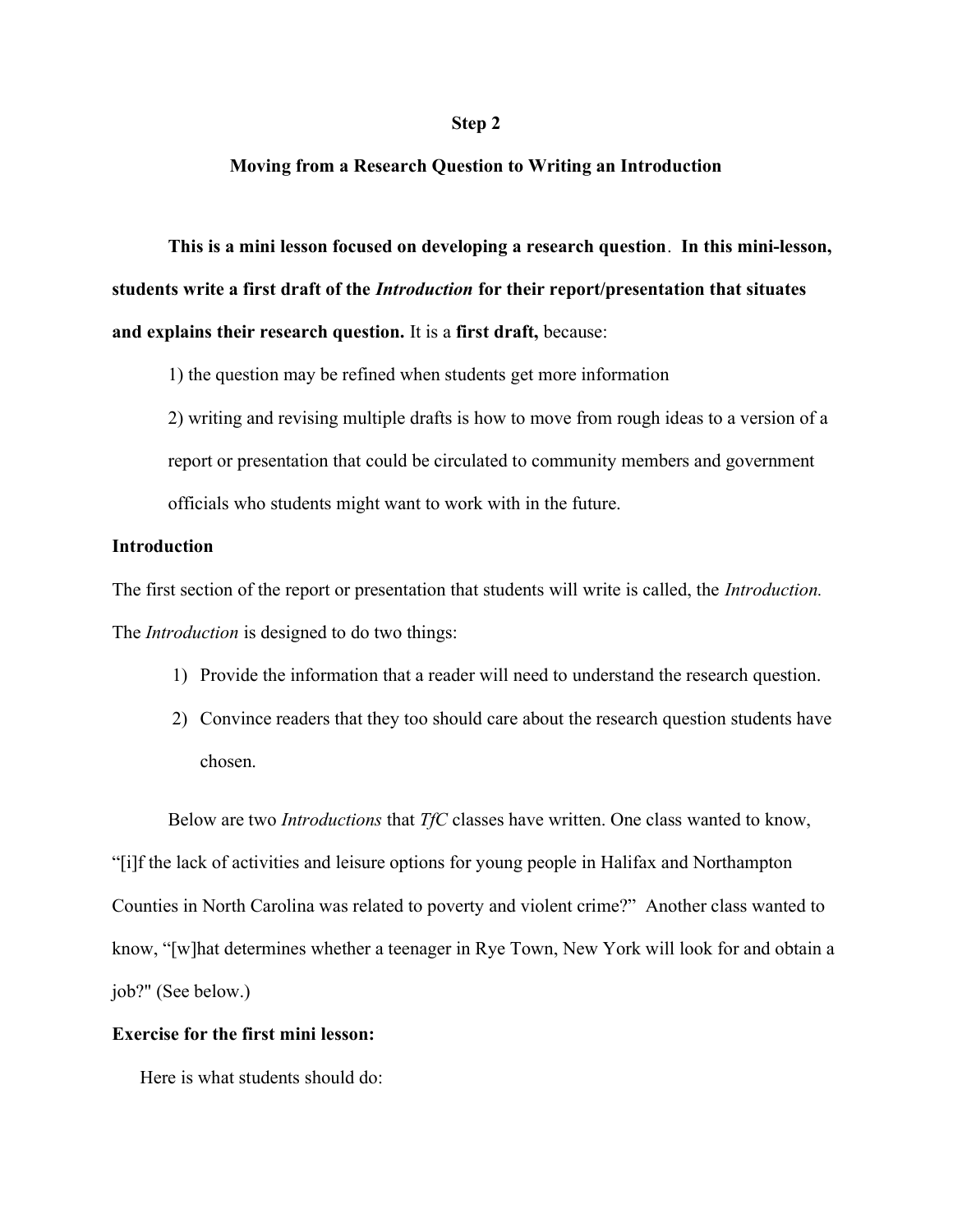## Step 2

## Moving from a Research Question to Writing an Introduction

**This is a mini lesson focused on developing a research question**. **In this mini-lesson, students write a first draft of the *Introduction* for their report/presentation that situates and explains their research question.** It is a **first draft,** because:

1) the question may be refined when students get more information

2) writing and revising multiple drafts is how to move from rough ideas to a version of a report or presentation that could be circulated to community members and government officials who students might want to work with in the future.

**Introduction**

The first section of the report or presentation that students will write is called, the *Introduction.* The *Introduction* is designed to do two things:

1) Provide the information that a reader will need to understand the research question.
2) Convince readers that they too should care about the research question students have chosen.

Below are two *Introductions* that *TfC* classes have written. One class wanted to know, "[i]f the lack of activities and leisure options for young people in Halifax and Northampton Counties in North Carolina was related to poverty and violent crime?" Another class wanted to know, "[w]hat determines whether a teenager in Rye Town, New York will look for and obtain a job?" (See below.)

**Exercise for the first mini lesson:**

Here is what students should do: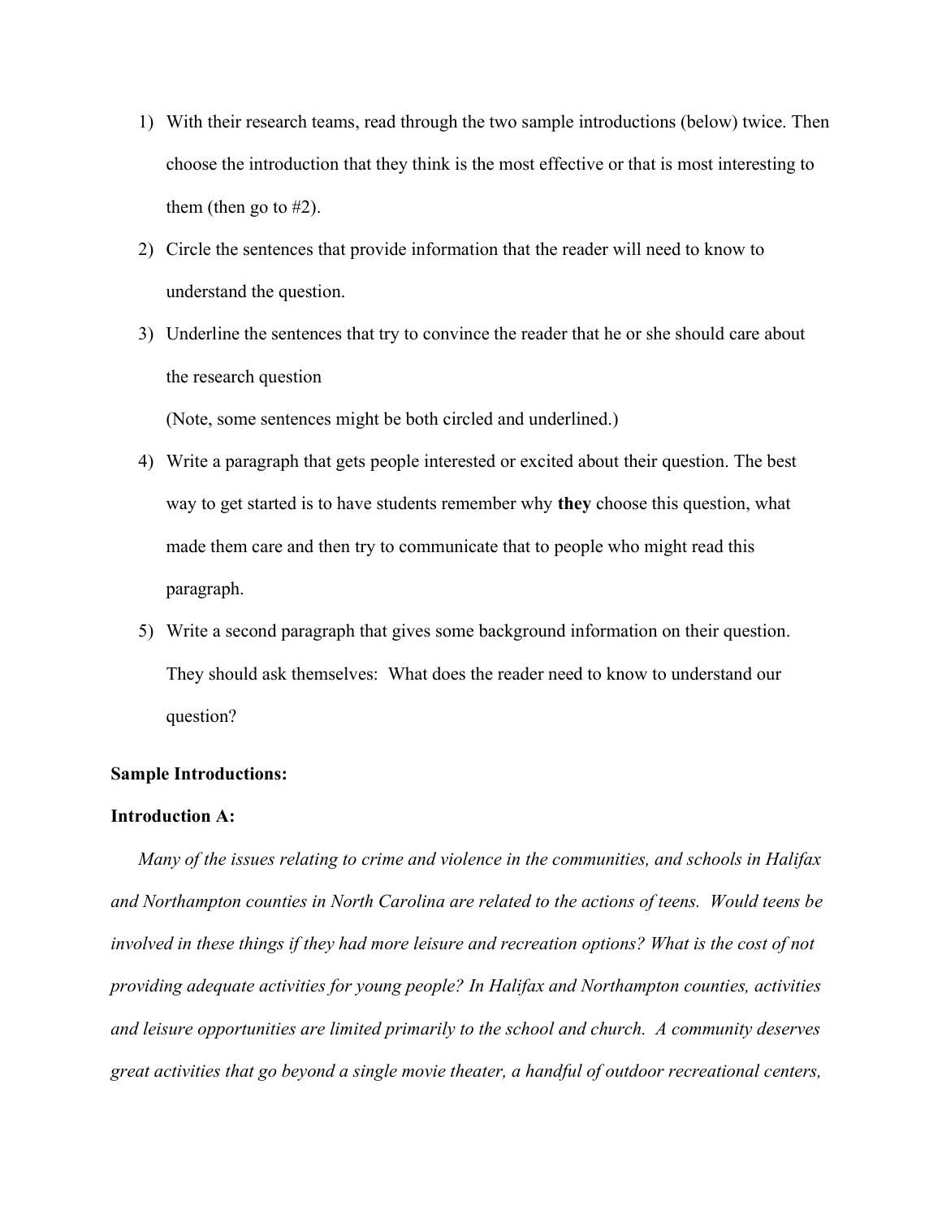1) With their research teams, read through the two sample introductions (below) twice. Then choose the introduction that they think is the most effective or that is most interesting to them (then go to #2).
2) Circle the sentences that provide information that the reader will need to know to understand the question.
3) Underline the sentences that try to convince the reader that he or she should care about the research question

   (Note, some sentences might be both circled and underlined.)
4) Write a paragraph that gets people interested or excited about their question. The best way to get started is to have students remember why **they** choose this question, what made them care and then try to communicate that to people who might read this paragraph.
5) Write a second paragraph that gives some background information on their question. They should ask themselves: What does the reader need to know to understand our question?

**Sample Introductions:**

**Introduction A:**

*Many of the issues relating to crime and violence in the communities, and schools in Halifax and Northampton counties in North Carolina are related to the actions of teens. Would teens be involved in these things if they had more leisure and recreation options? What is the cost of not providing adequate activities for young people? In Halifax and Northampton counties, activities and leisure opportunities are limited primarily to the school and church. A community deserves great activities that go beyond a single movie theater, a handful of outdoor recreational centers,*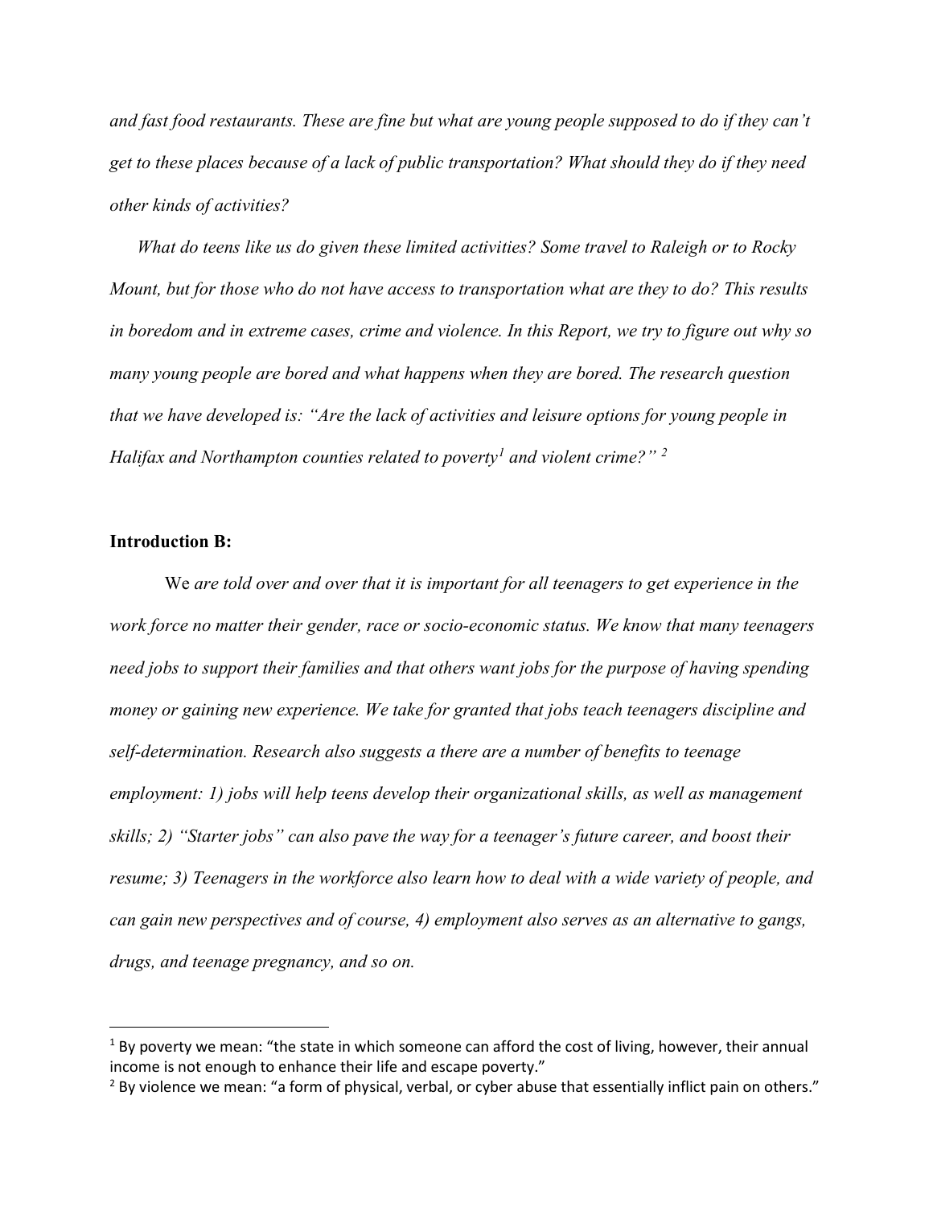*and fast food restaurants. These are fine but what are young people supposed to do if they can't get to these places because of a lack of public transportation? What should they do if they need other kinds of activities?*

*What do teens like us do given these limited activities? Some travel to Raleigh or to Rocky Mount, but for those who do not have access to transportation what are they to do? This results in boredom and in extreme cases, crime and violence. In this Report, we try to figure out why so many young people are bored and what happens when they are bored. The research question that we have developed is: "Are the lack of activities and leisure options for young people in Halifax and Northampton counties related to poverty*[1] *and violent crime?"* [2]

**Introduction B:**

We *are told over and over that it is important for all teenagers to get experience in the work force no matter their gender, race or socio-economic status. We know that many teenagers need jobs to support their families and that others want jobs for the purpose of having spending money or gaining new experience. We take for granted that jobs teach teenagers discipline and self-determination. Research also suggests a there are a number of benefits to teenage employment: 1) jobs will help teens develop their organizational skills, as well as management skills; 2) "Starter jobs" can also pave the way for a teenager's future career, and boost their resume; 3) Teenagers in the workforce also learn how to deal with a wide variety of people, and can gain new perspectives and of course, 4) employment also serves as an alternative to gangs, drugs, and teenage pregnancy, and so on.*

---

[1] By poverty we mean: "the state in which someone can afford the cost of living, however, their annual income is not enough to enhance their life and escape poverty."

[2] By violence we mean: "a form of physical, verbal, or cyber abuse that essentially inflict pain on others."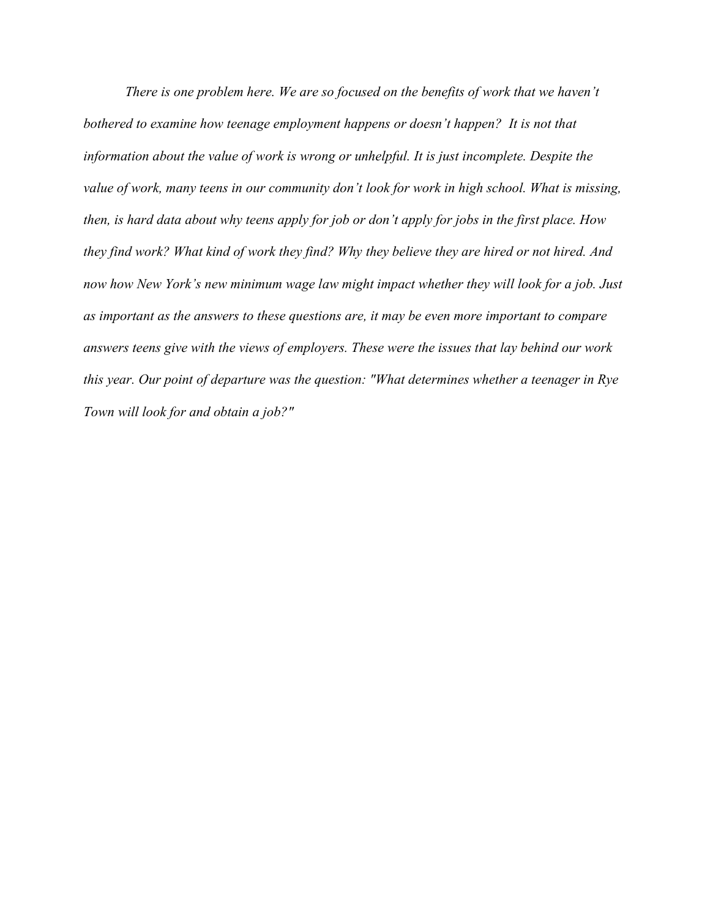*There is one problem here. We are so focused on the benefits of work that we haven't bothered to examine how teenage employment happens or doesn't happen? It is not that information about the value of work is wrong or unhelpful. It is just incomplete. Despite the value of work, many teens in our community don't look for work in high school. What is missing, then, is hard data about why teens apply for job or don't apply for jobs in the first place. How they find work? What kind of work they find? Why they believe they are hired or not hired. And now how New York's new minimum wage law might impact whether they will look for a job. Just as important as the answers to these questions are, it may be even more important to compare answers teens give with the views of employers. These were the issues that lay behind our work this year. Our point of departure was the question: "What determines whether a teenager in Rye Town will look for and obtain a job?"*